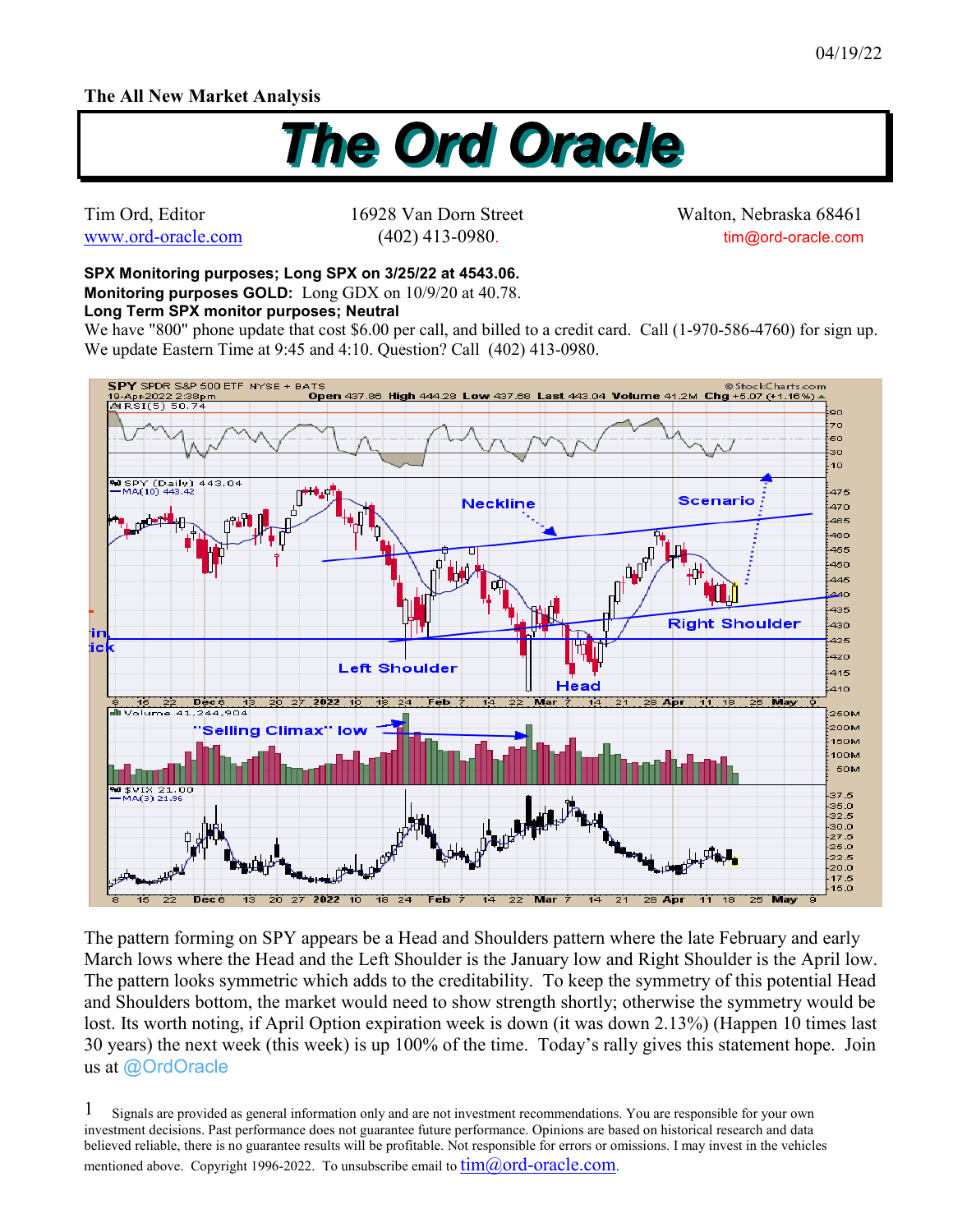04/19/22

**The All New Market Analysis**

# The Ord Oracle

Tim Ord, Editor  
www.ord-oracle.com

16928 Van Dorn Street  
(402) 413-0980.

Walton, Nebraska 68461  
tim@ord-oracle.com

**SPX Monitoring purposes; Long SPX on 3/25/22 at 4543.06.**  
**Monitoring purposes GOLD:** Long GDX on 10/9/20 at 40.78.  
**Long Term SPX monitor purposes; Neutral**  
We have "800" phone update that cost $6.00 per call, and billed to a credit card. Call (1-970-586-4760) for sign up. We update Eastern Time at 9:45 and 4:10. Question? Call (402) 413-0980.

The pattern forming on SPY appears be a Head and Shoulders pattern where the late February and early March lows where the Head and the Left Shoulder is the January low and Right Shoulder is the April low. The pattern looks symmetric which adds to the creditability. To keep the symmetry of this potential Head and Shoulders bottom, the market would need to show strength shortly; otherwise the symmetry would be lost. Its worth noting, if April Option expiration week is down (it was down 2.13%) (Happen 10 times last 30 years) the next week (this week) is up 100% of the time. Today's rally gives this statement hope. Join us at @OrdOracle

Signals are provided as general information only and are not investment recommendations. You are responsible for your own investment decisions. Past performance does not guarantee future performance. Opinions are based on historical research and data believed reliable, there is no guarantee results will be profitable. Not responsible for errors or omissions. I may invest in the vehicles mentioned above. Copyright 1996-2022. To unsubscribe email to tim@ord-oracle.com.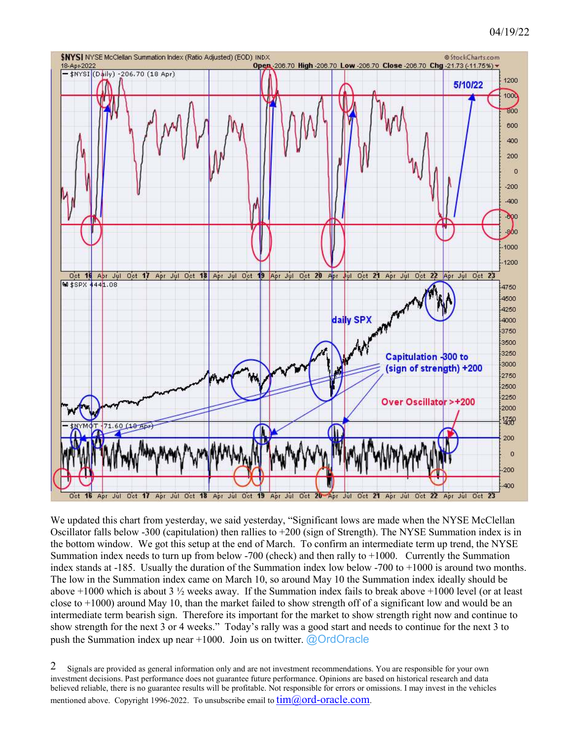04/19/22

We updated this chart from yesterday, we said yesterday, "Significant lows are made when the NYSE McClellan Oscillator falls below -300 (capitulation) then rallies to +200 (sign of Strength). The NYSE Summation index is in the bottom window. We got this setup at the end of March. To confirm an intermediate term up trend, the NYSE Summation index needs to turn up from below -700 (check) and then rally to +1000. Currently the Summation index stands at -185. Usually the duration of the Summation index low below -700 to +1000 is around two months. The low in the Summation index came on March 10, so around May 10 the Summation index ideally should be above +1000 which is about 3 ½ weeks away. If the Summation index fails to break above +1000 level (or at least close to +1000) around May 10, than the market failed to show strength off of a significant low and would be an intermediate term bearish sign. Therefore its important for the market to show strength right now and continue to show strength for the next 3 or 4 weeks." Today's rally was a good start and needs to continue for the next 3 to push the Summation index up near +1000. Join us on twitter. @OrdOracle

Signals are provided as general information only and are not investment recommendations. You are responsible for your own investment decisions. Past performance does not guarantee future performance. Opinions are based on historical research and data believed reliable, there is no guarantee results will be profitable. Not responsible for errors or omissions. I may invest in the vehicles mentioned above. Copyright 1996-2022. To unsubscribe email to tim@ord-oracle.com.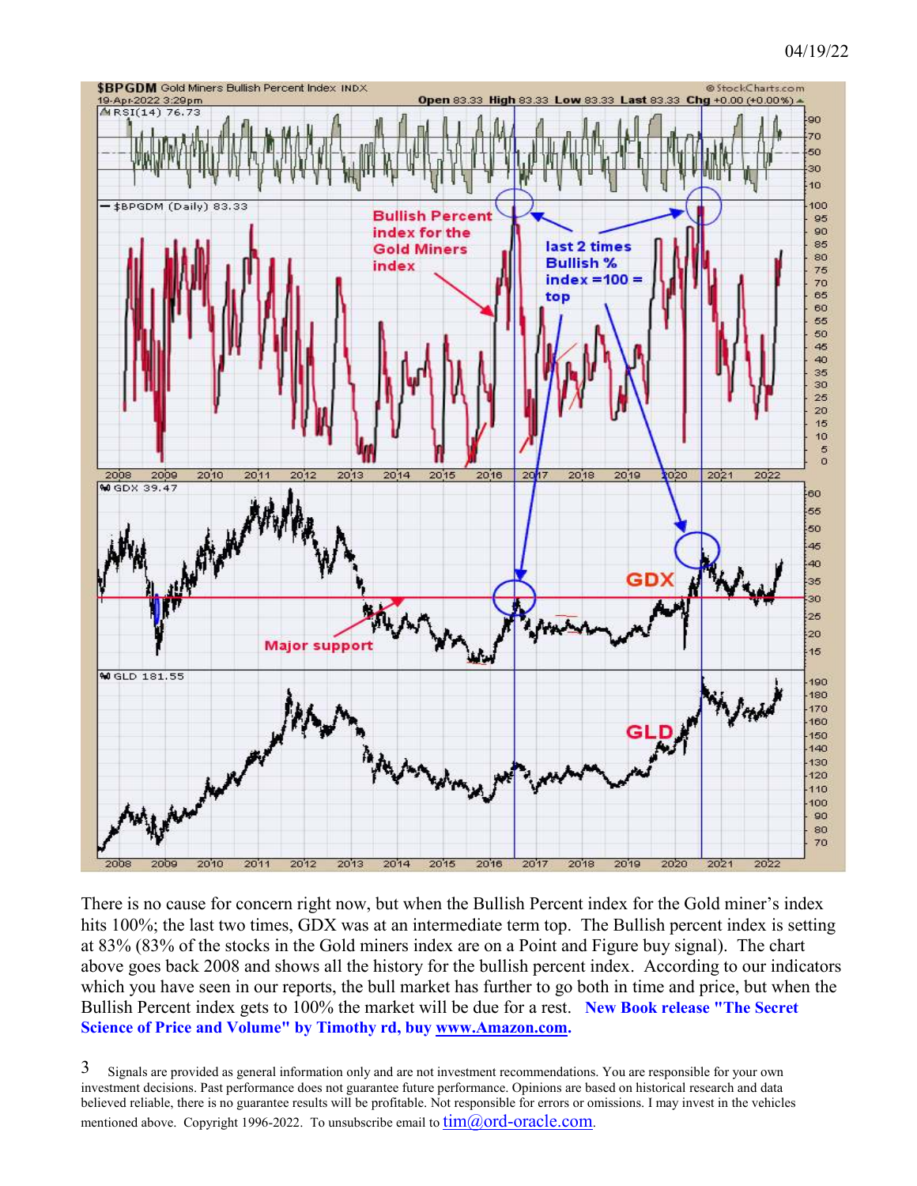04/19/22

$BPGDM Gold Miners Bullish Percent Index INDX
19-Apr-2022 3:29pm
Open 83.33 High 83.33 Low 83.33 Last 83.33 Chg +0.00 (+0.00%)
RSI(14) 76.73
$BPGDM (Daily) 83.33
Bullish Percent index for the Gold Miners index
last 2 times Bullish % index =100 = top
GDX 39.47
GDX
Major support
GLD 181.55
GLD

There is no cause for concern right now, but when the Bullish Percent index for the Gold miner's index hits 100%; the last two times, GDX was at an intermediate term top. The Bullish percent index is setting at 83% (83% of the stocks in the Gold miners index are on a Point and Figure buy signal). The chart above goes back 2008 and shows all the history for the bullish percent index. According to our indicators which you have seen in our reports, the bull market has further to go both in time and price, but when the Bullish Percent index gets to 100% the market will be due for a rest. **New Book release "The Secret Science of Price and Volume" by Timothy rd, buy www.Amazon.com.**

Signals are provided as general information only and are not investment recommendations. You are responsible for your own investment decisions. Past performance does not guarantee future performance. Opinions are based on historical research and data believed reliable, there is no guarantee results will be profitable. Not responsible for errors or omissions. I may invest in the vehicles mentioned above. Copyright 1996-2022. To unsubscribe email to tim@ord-oracle.com.